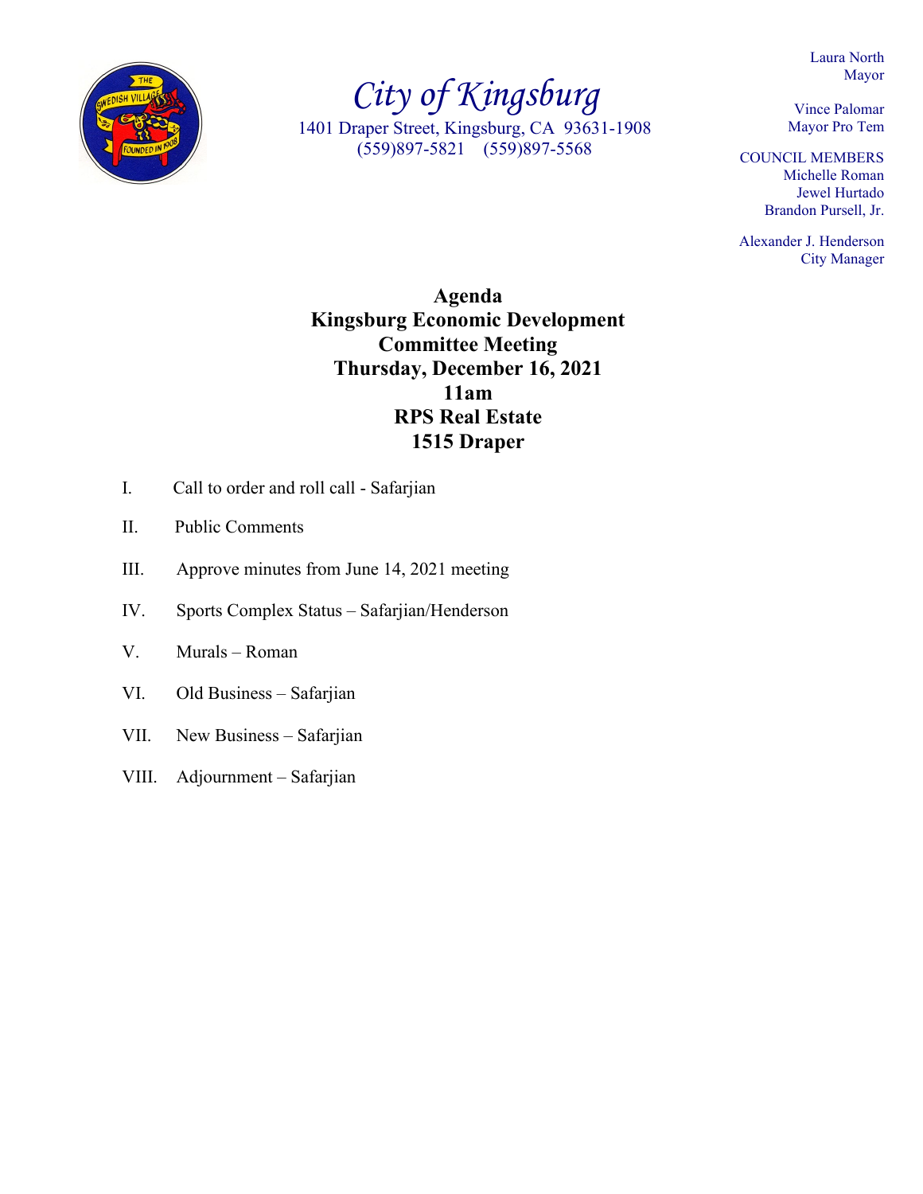# City of Kingsburg

1401 Draper Street, Kingsburg, CA 93631-1908
(559)897-5821 (559)897-5568

Laura North
Mayor

Vince Palomar
Mayor Pro Tem

COUNCIL MEMBERS
Michelle Roman
Jewel Hurtado
Brandon Pursell, Jr.

Alexander J. Henderson
City Manager

**Agenda**
**Kingsburg Economic Development Committee Meeting**
**Thursday, December 16, 2021**
**11am**
**RPS Real Estate**
**1515 Draper**

I. Call to order and roll call - Safarjian

II. Public Comments

III. Approve minutes from June 14, 2021 meeting

IV. Sports Complex Status – Safarjian/Henderson

V. Murals – Roman

VI. Old Business – Safarjian

VII. New Business – Safarjian

VIII. Adjournment – Safarjian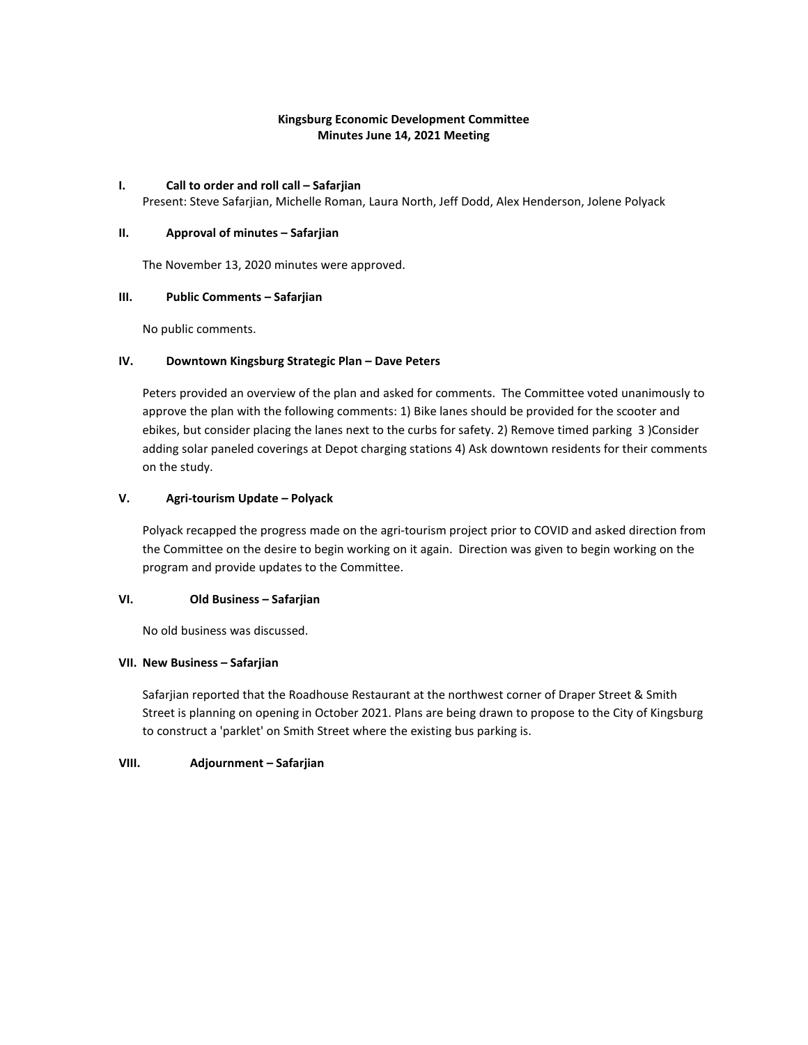**Kingsburg Economic Development Committee**
**Minutes June 14, 2021 Meeting**

**I. Call to order and roll call – Safarjian**

Present: Steve Safarjian, Michelle Roman, Laura North, Jeff Dodd, Alex Henderson, Jolene Polyack

**II. Approval of minutes – Safarjian**

The November 13, 2020 minutes were approved.

**III. Public Comments – Safarjian**

No public comments.

**IV. Downtown Kingsburg Strategic Plan – Dave Peters**

Peters provided an overview of the plan and asked for comments. The Committee voted unanimously to approve the plan with the following comments: 1) Bike lanes should be provided for the scooter and ebikes, but consider placing the lanes next to the curbs for safety. 2) Remove timed parking 3 )Consider adding solar paneled coverings at Depot charging stations 4) Ask downtown residents for their comments on the study.

**V. Agri-tourism Update – Polyack**

Polyack recapped the progress made on the agri-tourism project prior to COVID and asked direction from the Committee on the desire to begin working on it again. Direction was given to begin working on the program and provide updates to the Committee.

**VI. Old Business – Safarjian**

No old business was discussed.

**VII. New Business – Safarjian**

Safarjian reported that the Roadhouse Restaurant at the northwest corner of Draper Street & Smith Street is planning on opening in October 2021. Plans are being drawn to propose to the City of Kingsburg to construct a 'parklet' on Smith Street where the existing bus parking is.

**VIII. Adjournment – Safarjian**